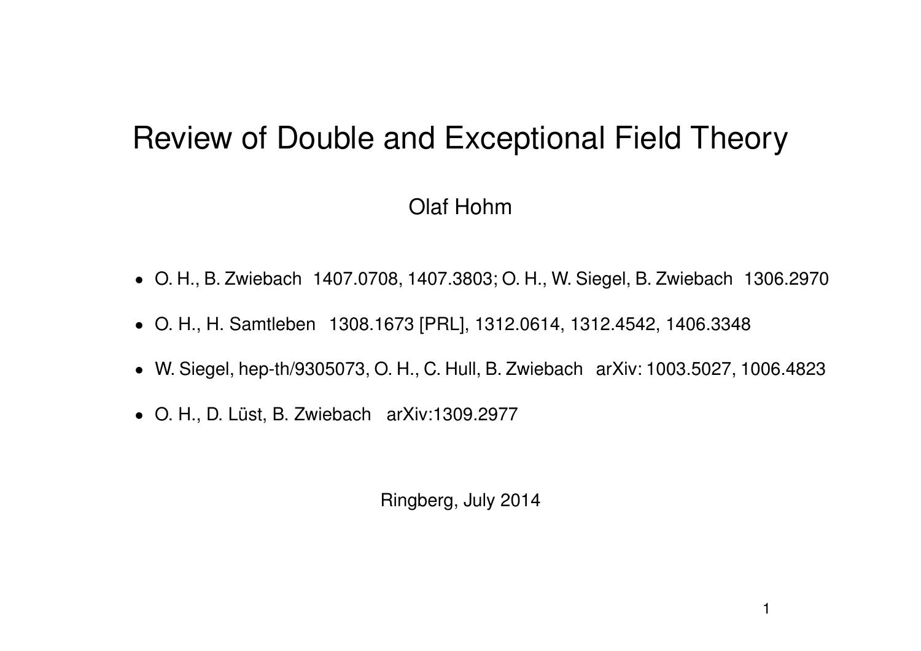# Review of Double and Exceptional Field Theory

Olaf Hohm

- O. H., B. Zwiebach 1407.0708, 1407.3803; O. H., W. Siegel, B. Zwiebach 1306.2970
- O. H., H. Samtleben 1308.1673 [PRL], 1312.0614, 1312.4542, 1406.3348
- W. Siegel, hep-th/9305073, O. H., C. Hull, B. Zwiebach arXiv: 1003.5027, 1006.4823
- O. H., D. Lüst, B. Zwiebach arXiv:1309.2977

Ringberg, July 2014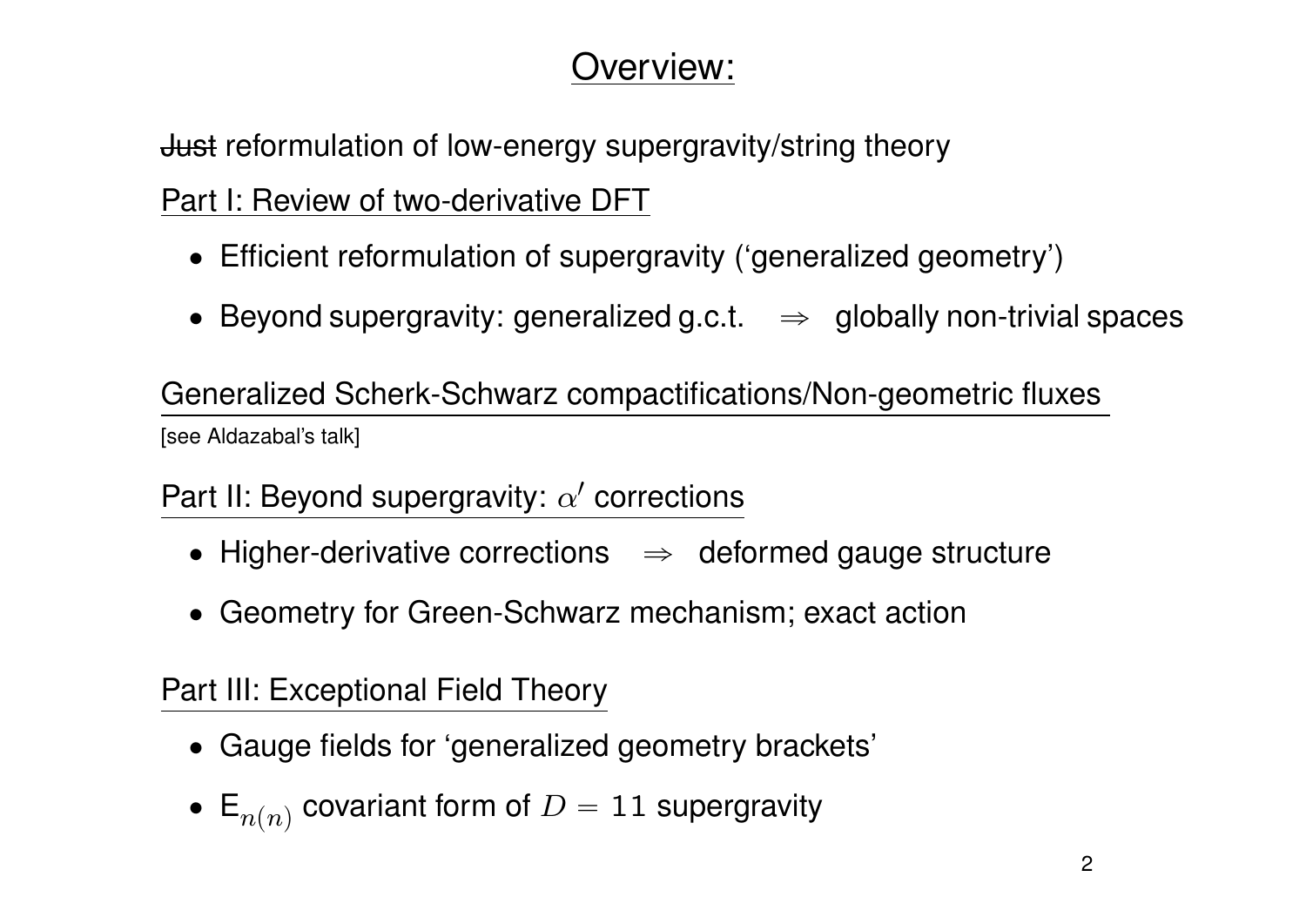# Overview:

~~Just~~ reformulation of low-energy supergravity/string theory

Part I: Review of two-derivative DFT

- Efficient reformulation of supergravity ('generalized geometry')
- Beyond supergravity: generalized g.c.t. $\Rightarrow$ globally non-trivial spaces

Generalized Scherk-Schwarz compactifications/Non-geometric fluxes

[see Aldazabal's talk]

Part II: Beyond supergravity: $\alpha'$ corrections

- Higher-derivative corrections $\Rightarrow$ deformed gauge structure
- Geometry for Green-Schwarz mechanism; exact action

Part III: Exceptional Field Theory

- Gauge fields for 'generalized geometry brackets'
- $\mathsf{E}_{n(n)}$ covariant form of $D = 11$ supergravity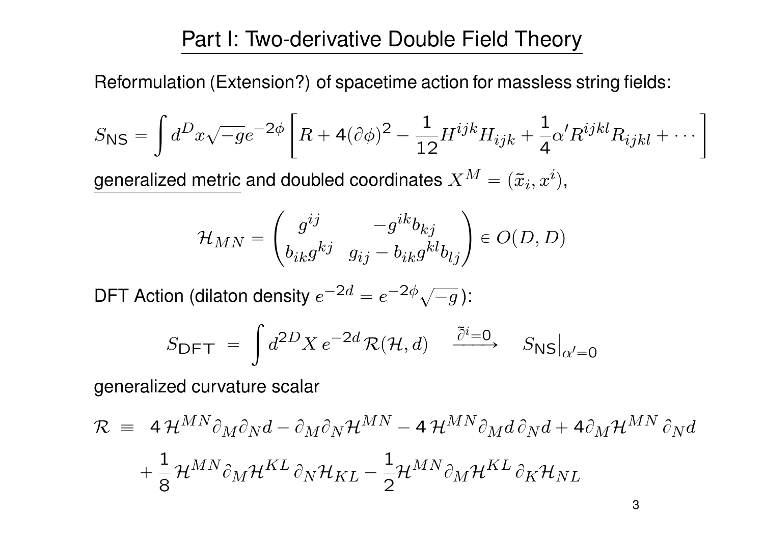# Part I: Two-derivative Double Field Theory

Reformulation (Extension?) of spacetime action for massless string fields:

$$S_{\mathsf{NS}} = \int d^D x \sqrt{-g} e^{-2\phi} \left[ R + 4(\partial\phi)^2 - \frac{1}{12} H^{ijk} H_{ijk} + \frac{1}{4}\alpha' R^{ijkl} R_{ijkl} + \cdots \right]$$

generalized metric and doubled coordinates $X^M = (\tilde{x}_i, x^i)$,

$$\mathcal{H}_{MN} = \begin{pmatrix} g^{ij} & -g^{ik} b_{kj} \\ b_{ik} g^{kj} & g_{ij} - b_{ik} g^{kl} b_{lj} \end{pmatrix} \in O(D,D)$$

DFT Action (dilaton density $e^{-2d} = e^{-2\phi}\sqrt{-g}$):

$$S_{\mathsf{DFT}} \;=\; \int d^{2D} X \, e^{-2d} \, \mathcal{R}(\mathcal{H}, d) \quad \xrightarrow{\tilde{\partial}^i = 0} \quad S_{\mathsf{NS}}\big|_{\alpha' = 0}$$

generalized curvature scalar

$$\begin{aligned} \mathcal{R} \;\equiv\;\; & 4\,\mathcal{H}^{MN} \partial_M \partial_N d - \partial_M \partial_N \mathcal{H}^{MN} - 4\,\mathcal{H}^{MN} \partial_M d \, \partial_N d + 4 \partial_M \mathcal{H}^{MN} \, \partial_N d \\ & + \frac{1}{8}\,\mathcal{H}^{MN} \partial_M \mathcal{H}^{KL} \, \partial_N \mathcal{H}_{KL} - \frac{1}{2} \mathcal{H}^{MN} \partial_M \mathcal{H}^{KL} \, \partial_K \mathcal{H}_{NL} \end{aligned}$$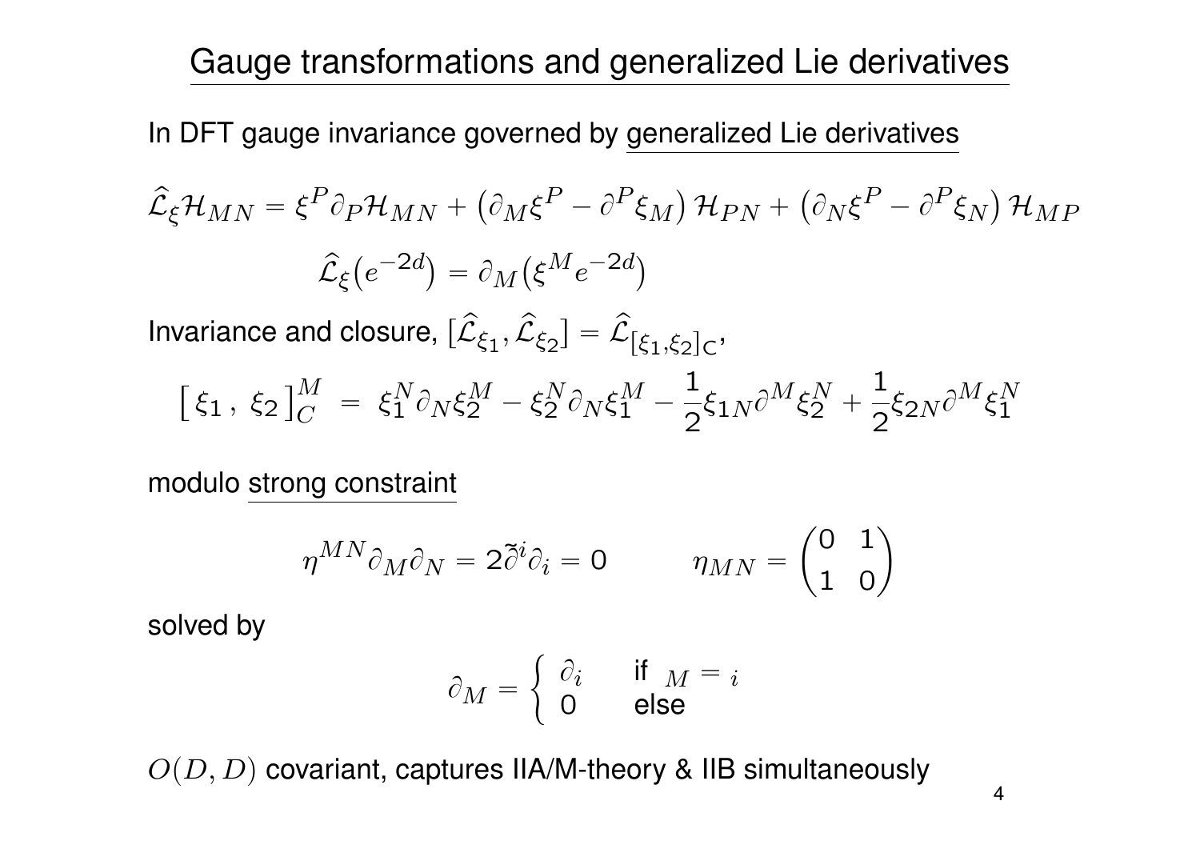# Gauge transformations and generalized Lie derivatives

In DFT gauge invariance governed by generalized Lie derivatives

$$\widehat{\mathcal{L}}_\xi \mathcal{H}_{MN} = \xi^P \partial_P \mathcal{H}_{MN} + \left(\partial_M \xi^P - \partial^P \xi_M\right) \mathcal{H}_{PN} + \left(\partial_N \xi^P - \partial^P \xi_N\right) \mathcal{H}_{MP}$$

$$\widehat{\mathcal{L}}_\xi \big(e^{-2d}\big) = \partial_M \big(\xi^M e^{-2d}\big)$$

Invariance and closure, $[\widehat{\mathcal{L}}_{\xi_1}, \widehat{\mathcal{L}}_{\xi_2}] = \widehat{\mathcal{L}}_{[\xi_1, \xi_2]_C}$,

$$\big[\, \xi_1 \,,\, \xi_2 \,\big]_C^M \;=\; \xi_1^N \partial_N \xi_2^M - \xi_2^N \partial_N \xi_1^M - \frac{1}{2} \xi_{1N} \partial^M \xi_2^N + \frac{1}{2} \xi_{2N} \partial^M \xi_1^N$$

modulo strong constraint

$$\eta^{MN} \partial_M \partial_N = 2 \tilde{\partial}^i \partial_i = 0 \qquad\qquad \eta_{MN} = \begin{pmatrix} 0 & 1 \\ 1 & 0 \end{pmatrix}$$

solved by

$$\partial_M = \begin{cases} \partial_i & \text{if } M = i \\ 0 & \text{else} \end{cases}$$

$O(D, D)$ covariant, captures IIA/M-theory & IIB simultaneously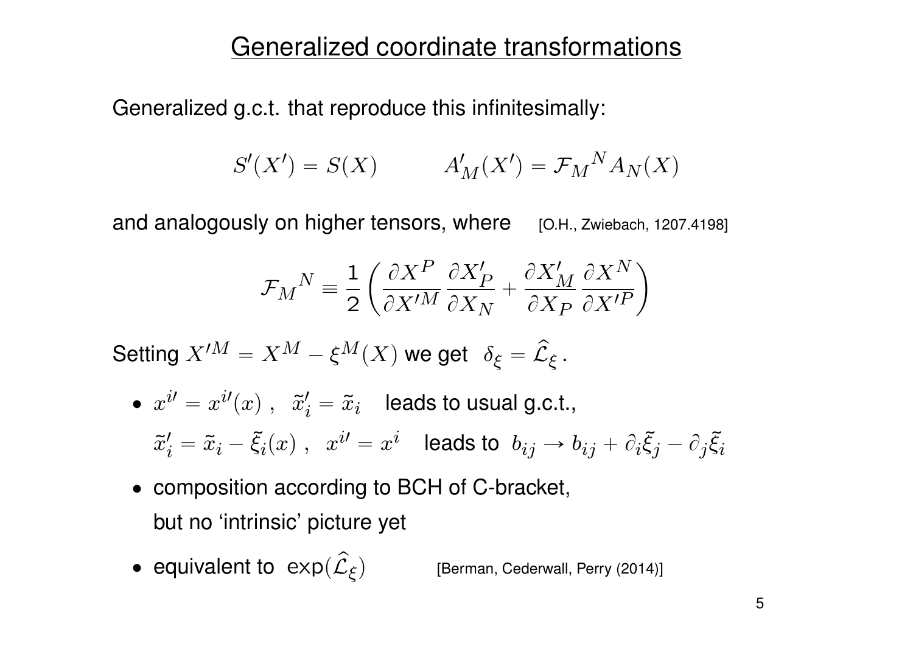# Generalized coordinate transformations

Generalized g.c.t. that reproduce this infinitesimally:

$$S'(X') = S(X) \qquad\qquad A'_M(X') = \mathcal{F}_M{}^N A_N(X)$$

and analogously on higher tensors, where [O.H., Zwiebach, 1207.4198]

$$\mathcal{F}_M{}^N \equiv \frac{1}{2}\left(\frac{\partial X^P}{\partial X'^M}\frac{\partial X'_P}{\partial X_N} + \frac{\partial X'_M}{\partial X_P}\frac{\partial X^N}{\partial X'^P}\right)$$

Setting $X'^M = X^M - \xi^M(X)$ we get $\delta_\xi = \widehat{\mathcal{L}}_\xi$ .

- $x^{i\prime} = x^{i\prime}(x)$ , $\tilde{x}'_i = \tilde{x}_i$ leads to usual g.c.t.,
  $\tilde{x}'_i = \tilde{x}_i - \tilde{\xi}_i(x)$ , $x^{i\prime} = x^i$ leads to $b_{ij} \to b_{ij} + \partial_i\tilde{\xi}_j - \partial_j\tilde{\xi}_i$
- composition according to BCH of C-bracket,
  but no 'intrinsic' picture yet
- equivalent to $\exp(\widehat{\mathcal{L}}_\xi)$ [Berman, Cederwall, Perry (2014)]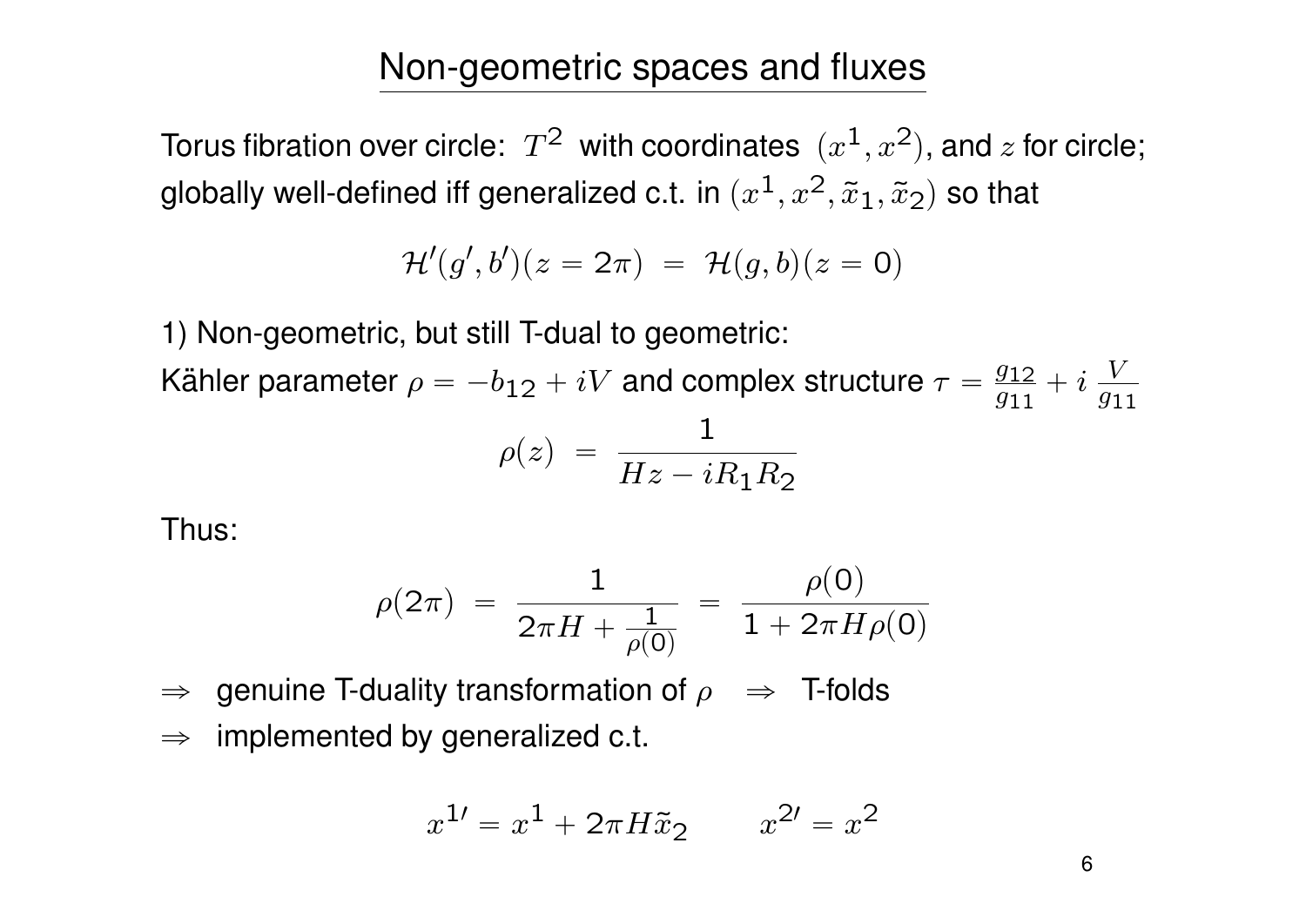# Non-geometric spaces and fluxes

Torus fibration over circle: $T^2$ with coordinates $(x^1, x^2)$, and $z$ for circle; globally well-defined iff generalized c.t. in $(x^1, x^2, \tilde{x}_1, \tilde{x}_2)$ so that

$$\mathcal{H}'(g', b')(z = 2\pi) \ = \ \mathcal{H}(g, b)(z = 0)$$

1) Non-geometric, but still T-dual to geometric:
Kähler parameter $\rho = -b_{12} + iV$ and complex structure $\tau = \frac{g_{12}}{g_{11}} + i\,\frac{V}{g_{11}}$

$$\rho(z) \ = \ \frac{1}{Hz - iR_1 R_2}$$

Thus:

$$\rho(2\pi) \ = \ \frac{1}{2\pi H + \frac{1}{\rho(0)}} \ = \ \frac{\rho(0)}{1 + 2\pi H \rho(0)}$$

$\Rightarrow$ genuine T-duality transformation of $\rho$ $\Rightarrow$ T-folds

$\Rightarrow$ implemented by generalized c.t.

$$x^{1\prime} = x^1 + 2\pi H \tilde{x}_2 \qquad x^{2\prime} = x^2$$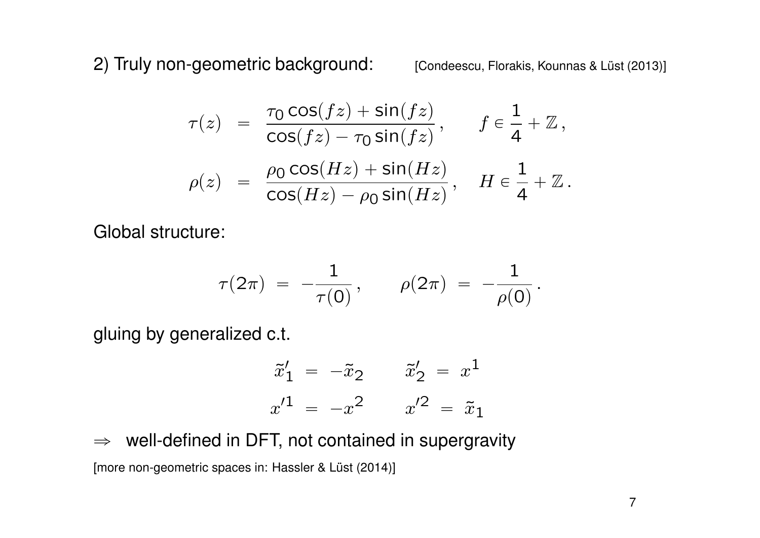2) Truly non-geometric background: [Condeescu, Florakis, Kounnas & Lüst (2013)]

$$
\begin{aligned}
\tau(z) &= \frac{\tau_0 \cos(fz) + \sin(fz)}{\cos(fz) - \tau_0 \sin(fz)}\,, \qquad f \in \frac{1}{4} + \mathbb{Z}\,, \\
\rho(z) &= \frac{\rho_0 \cos(Hz) + \sin(Hz)}{\cos(Hz) - \rho_0 \sin(Hz)}\,, \quad H \in \frac{1}{4} + \mathbb{Z}\,.
\end{aligned}
$$

Global structure:

$$
\tau(2\pi) \;=\; -\frac{1}{\tau(0)}\,, \qquad \rho(2\pi) \;=\; -\frac{1}{\rho(0)}\,.
$$

gluing by generalized c.t.

$$
\begin{aligned}
\tilde{x}'_1 &= -\tilde{x}_2 \qquad & \tilde{x}'_2 &= x^1 \\
x'^1 &= -x^2 \qquad & x'^2 &= \tilde{x}_1
\end{aligned}
$$

$\Rightarrow$ well-defined in DFT, not contained in supergravity

[more non-geometric spaces in: Hassler & Lüst (2014)]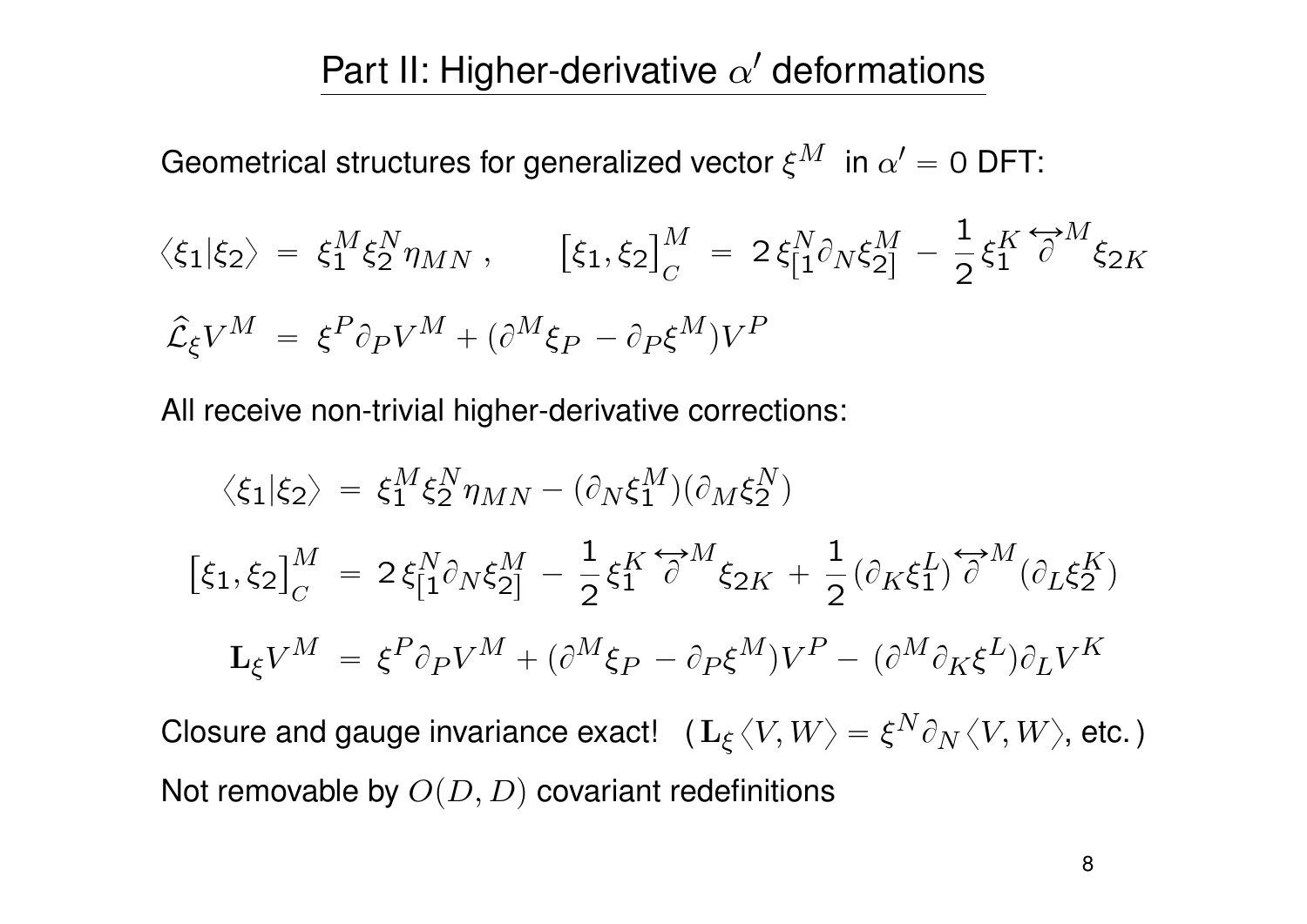# Part II: Higher-derivative $\alpha'$ deformations

Geometrical structures for generalized vector $\xi^M$ in $\alpha' = 0$ DFT:

$$\langle \xi_1 | \xi_2 \rangle \;=\; \xi_1^M \xi_2^N \eta_{MN} \,, \qquad \big[\xi_1, \xi_2\big]_C^M \;=\; 2\,\xi_{[1}^N \partial_N \xi_{2]}^M \,-\, \frac{1}{2}\,\xi_1^K \overleftrightarrow{\partial}^M \xi_{2K}$$

$$\widehat{\mathcal{L}}_\xi V^M \;=\; \xi^P \partial_P V^M + (\partial^M \xi_P - \partial_P \xi^M) V^P$$

All receive non-trivial higher-derivative corrections:

$$\langle \xi_1 | \xi_2 \rangle \;=\; \xi_1^M \xi_2^N \eta_{MN} - (\partial_N \xi_1^M)(\partial_M \xi_2^N)$$

$$\big[\xi_1, \xi_2\big]_C^M \;=\; 2\,\xi_{[1}^N \partial_N \xi_{2]}^M \,-\, \frac{1}{2}\,\xi_1^K \overleftrightarrow{\partial}^M \xi_{2K} \,+\, \frac{1}{2}(\partial_K \xi_1^L) \overleftrightarrow{\partial}^M (\partial_L \xi_2^K)$$

$$\mathbf{L}_\xi V^M \;=\; \xi^P \partial_P V^M + (\partial^M \xi_P - \partial_P \xi^M) V^P - \,(\partial^M \partial_K \xi^L) \partial_L V^K$$

Closure and gauge invariance exact! ( $\mathbf{L}_\xi \langle V, W \rangle = \xi^N \partial_N \langle V, W \rangle$, etc. )

Not removable by $O(D,D)$ covariant redefinitions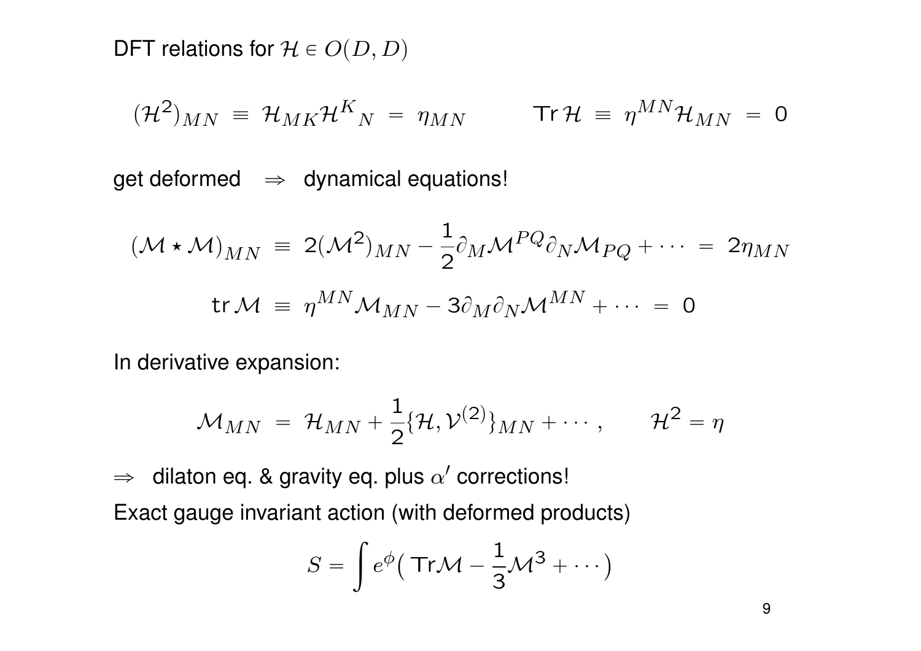DFT relations for $\mathcal{H} \in O(D,D)$

$$(\mathcal{H}^2)_{MN} \equiv \mathcal{H}_{MK}\mathcal{H}^K{}_N = \eta_{MN} \qquad \mathsf{Tr}\,\mathcal{H} \equiv \eta^{MN}\mathcal{H}_{MN} = 0$$

get deformed $\Rightarrow$ dynamical equations!

$$(\mathcal{M} \star \mathcal{M})_{MN} \equiv 2(\mathcal{M}^2)_{MN} - \frac{1}{2}\partial_M \mathcal{M}^{PQ}\partial_N \mathcal{M}_{PQ} + \cdots = 2\eta_{MN}$$

$$\mathsf{tr}\,\mathcal{M} \equiv \eta^{MN}\mathcal{M}_{MN} - 3\partial_M\partial_N\mathcal{M}^{MN} + \cdots = 0$$

In derivative expansion:

$$\mathcal{M}_{MN} = \mathcal{H}_{MN} + \frac{1}{2}\{\mathcal{H}, \mathcal{V}^{(2)}\}_{MN} + \cdots, \qquad \mathcal{H}^2 = \eta$$

$\Rightarrow$ dilaton eq. & gravity eq. plus $\alpha'$ corrections!

Exact gauge invariant action (with deformed products)

$$S = \int e^{\phi}\big(\,\mathsf{Tr}\mathcal{M} - \frac{1}{3}\mathcal{M}^3 + \cdots\big)$$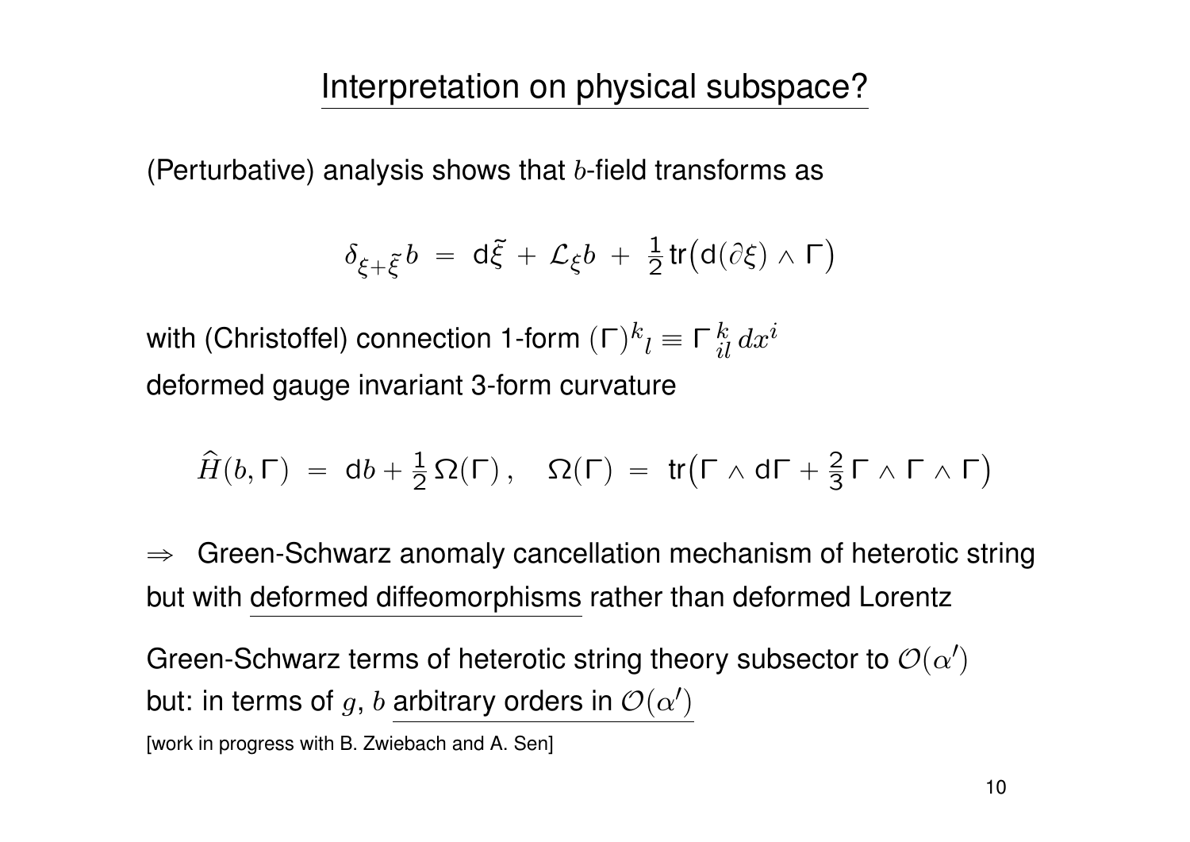# Interpretation on physical subspace?

(Perturbative) analysis shows that $b$-field transforms as

$$\delta_{\xi+\tilde{\xi}} b \;=\; \mathsf{d}\tilde{\xi} \,+\, \mathcal{L}_{\xi} b \,+\, \tfrac{1}{2}\,\mathsf{tr}\big(\mathsf{d}(\partial\xi) \wedge \Gamma\big)$$

with (Christoffel) connection 1-form $(\Gamma)^{k}{}_{l} \equiv \Gamma^{\,k}_{\,il}\, dx^{i}$
deformed gauge invariant 3-form curvature

$$\widehat{H}(b, \Gamma) \;=\; \mathsf{d}b + \tfrac{1}{2}\,\Omega(\Gamma)\,, \quad \Omega(\Gamma) \;=\; \mathsf{tr}\big(\Gamma \wedge \mathsf{d}\Gamma + \tfrac{2}{3}\,\Gamma \wedge \Gamma \wedge \Gamma\big)$$

$\Rightarrow$ Green-Schwarz anomaly cancellation mechanism of heterotic string but with <u>deformed diffeomorphisms</u> rather than deformed Lorentz

Green-Schwarz terms of heterotic string theory subsector to $\mathcal{O}(\alpha')$
but: in terms of $g$, $b$ <u>arbitrary orders in $\mathcal{O}(\alpha')$</u>

[work in progress with B. Zwiebach and A. Sen]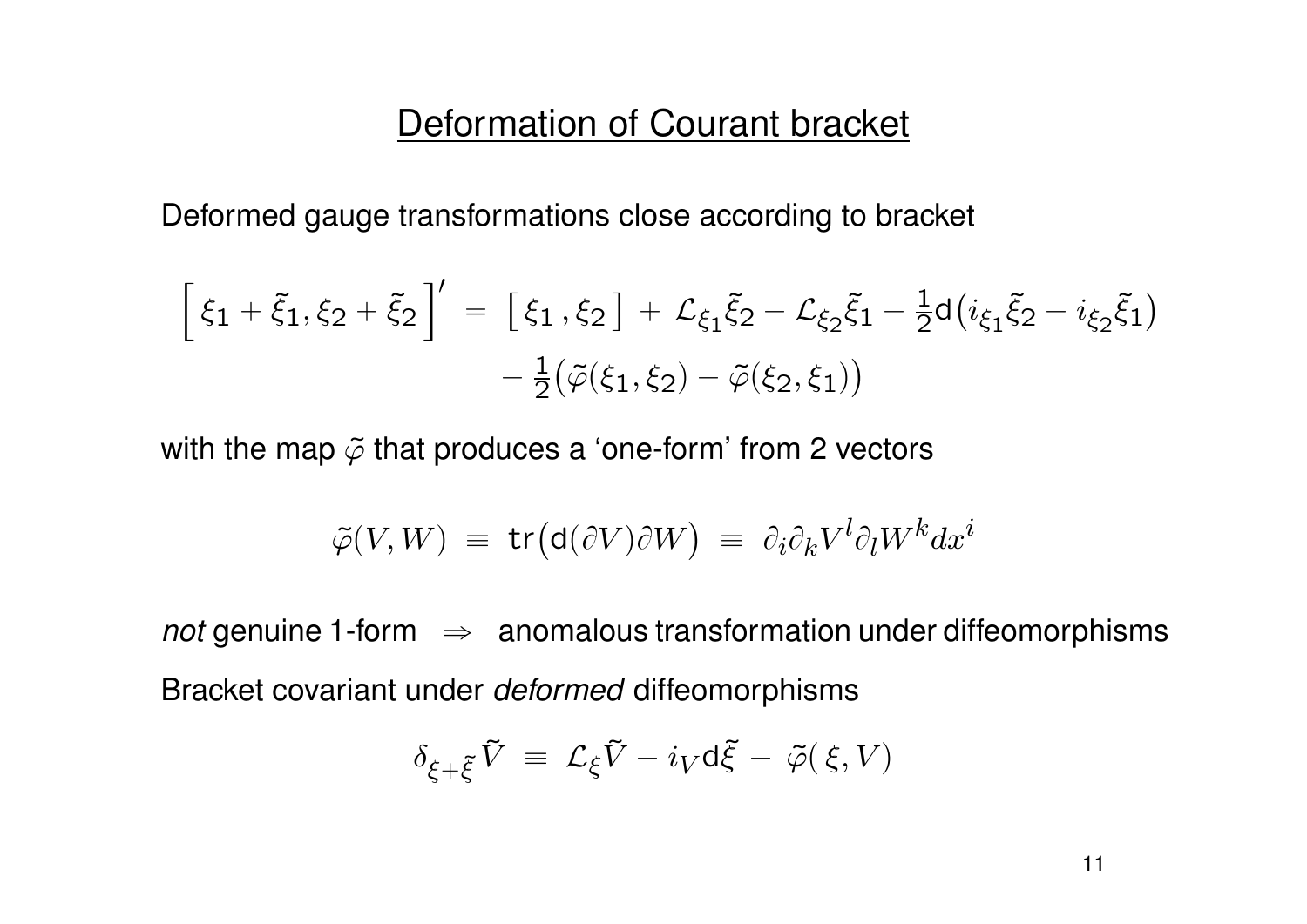## Deformation of Courant bracket

Deformed gauge transformations close according to bracket

$$\Big[\, \xi_1 + \tilde{\xi}_1, \xi_2 + \tilde{\xi}_2 \,\Big]' \;=\; \big[\, \xi_1 \,, \xi_2 \,\big] \,+\, \mathcal{L}_{\xi_1}\tilde{\xi}_2 - \mathcal{L}_{\xi_2}\tilde{\xi}_1 - \tfrac{1}{2}\mathsf{d}\big(i_{\xi_1}\tilde{\xi}_2 - i_{\xi_2}\tilde{\xi}_1\big) \\ -\, \tfrac{1}{2}\big(\tilde{\varphi}(\xi_1, \xi_2) - \tilde{\varphi}(\xi_2, \xi_1)\big)$$

with the map $\tilde{\varphi}$ that produces a 'one-form' from 2 vectors

$$\tilde{\varphi}(V, W) \;\equiv\; \mathsf{tr}\big(\mathsf{d}(\partial V)\partial W\big) \;\equiv\; \partial_i \partial_k V^l \partial_l W^k dx^i$$

*not* genuine 1-form $\;\Rightarrow\;$ anomalous transformation under diffeomorphisms

Bracket covariant under *deformed* diffeomorphisms

$$\delta_{\xi + \tilde{\xi}} \tilde{V} \;\equiv\; \mathcal{L}_{\xi}\tilde{V} - i_V \mathsf{d}\tilde{\xi} \,-\, \tilde{\varphi}(\,\xi, V)$$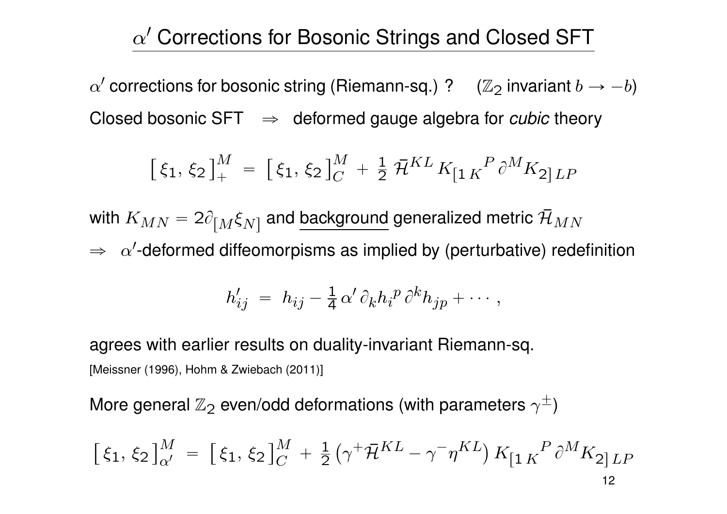# $\alpha'$ Corrections for Bosonic Strings and Closed SFT

$\alpha'$ corrections for bosonic string (Riemann-sq.) ? ($\mathbb{Z}_2$ invariant $b \to -b$)

Closed bosonic SFT $\Rightarrow$ deformed gauge algebra for *cubic* theory

$$\left[\, \xi_1,\, \xi_2 \,\right]_+^M \;=\; \left[\, \xi_1,\, \xi_2 \,\right]_C^M \;+\; \tfrac{1}{2}\, \bar{\mathcal{H}}^{KL}\, K_{[1\,K}{}^{P}\, \partial^M K_{2]\,LP}$$

with $K_{MN} = 2\partial_{[M}\xi_{N]}$ and <u>background</u> generalized metric $\bar{\mathcal{H}}_{MN}$

$\Rightarrow$ $\alpha'$-deformed diffeomorpisms as implied by (perturbative) redefinition

$$h'_{ij} \;=\; h_{ij} - \tfrac{1}{4}\,\alpha'\,\partial_k h_i{}^p\,\partial^k h_{jp} + \cdots\,,$$

agrees with earlier results on duality-invariant Riemann-sq.

[Meissner (1996), Hohm & Zwiebach (2011)]

More general $\mathbb{Z}_2$ even/odd deformations (with parameters $\gamma^{\pm}$)

$$\left[\, \xi_1,\, \xi_2 \,\right]_{\alpha'}^M \;=\; \left[\, \xi_1,\, \xi_2 \,\right]_C^M \;+\; \tfrac{1}{2}\left(\gamma^+ \bar{\mathcal{H}}^{KL} - \gamma^- \eta^{KL}\right) K_{[1\,K}{}^{P}\, \partial^M K_{2]\,LP}$$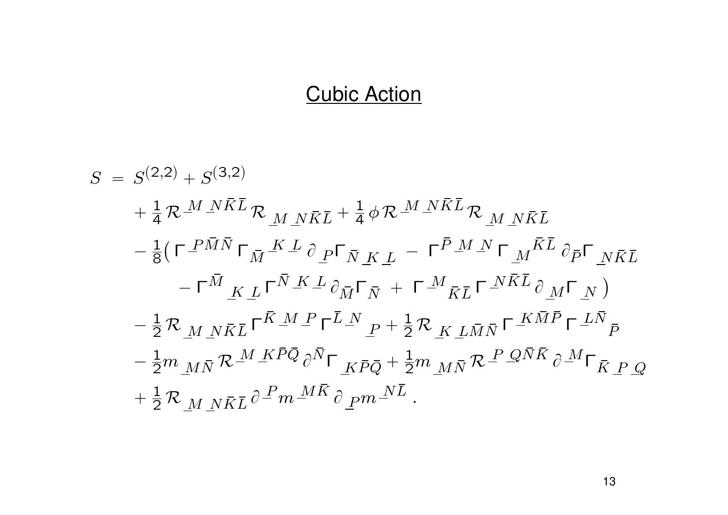## Cubic Action

$$
\begin{aligned}
S \;=\; & S^{(2,2)} + S^{(3,2)} \\
& + \tfrac{1}{4}\,\mathcal{R}^{\underline{M}\,\underline{N}\bar{K}\bar{L}}\,\mathcal{R}_{\underline{M}\,\underline{N}\bar{K}\bar{L}} + \tfrac{1}{4}\,\phi\,\mathcal{R}^{\underline{M}\,\underline{N}\bar{K}\bar{L}}\,\mathcal{R}_{\underline{M}\,\underline{N}\bar{K}\bar{L}} \\
& - \tfrac{1}{8}\big(\,\Gamma^{\underline{P}\bar{M}\bar{N}}\,\Gamma_{\bar{M}}{}^{\underline{K}\,\underline{L}}\,\partial_{\underline{P}}\Gamma_{\bar{N}\,\underline{K}\,\underline{L}} \;-\; \Gamma^{\bar{P}\,\underline{M}\,\underline{N}}\,\Gamma_{\underline{M}}{}^{\bar{K}\bar{L}}\,\partial_{\bar{P}}\Gamma_{\underline{N}\bar{K}\bar{L}} \\
& \qquad -\,\Gamma^{\bar{M}}{}_{\underline{K}\,\underline{L}}\,\Gamma^{\bar{N}\,\underline{K}\,\underline{L}}\,\partial_{\bar{M}}\Gamma_{\bar{N}} \;+\; \Gamma^{\underline{M}}{}_{\bar{K}\bar{L}}\,\Gamma^{\underline{N}\bar{K}\bar{L}}\,\partial_{\underline{M}}\Gamma_{\underline{N}}\,\big) \\
& - \tfrac{1}{2}\,\mathcal{R}_{\underline{M}\,\underline{N}\bar{K}\bar{L}}\,\Gamma^{\bar{K}\,\underline{M}\,\underline{P}}\,\Gamma^{\bar{L}\,\underline{N}}{}_{\underline{P}} + \tfrac{1}{2}\,\mathcal{R}_{\underline{K}\,\underline{L}\bar{M}\bar{N}}\,\Gamma^{\underline{K}\bar{M}\bar{P}}\,\Gamma^{\underline{L}\bar{N}}{}_{\bar{P}} \\
& - \tfrac{1}{2}m_{\underline{M}\bar{N}}\,\mathcal{R}^{\underline{M}\,\underline{K}\bar{P}\bar{Q}}\,\partial^{\bar{N}}\Gamma_{\underline{K}\bar{P}\bar{Q}} + \tfrac{1}{2}m_{\underline{M}\bar{N}}\,\mathcal{R}^{\underline{P}\,\underline{Q}\bar{N}\bar{K}}\,\partial^{\underline{M}}\Gamma_{\bar{K}\,\underline{P}\,\underline{Q}} \\
& + \tfrac{1}{2}\,\mathcal{R}_{\underline{M}\,\underline{N}\bar{K}\bar{L}}\,\partial^{\underline{P}}m^{\underline{M}\bar{K}}\,\partial_{\underline{P}}m^{\underline{N}\bar{L}}\;.
\end{aligned}
$$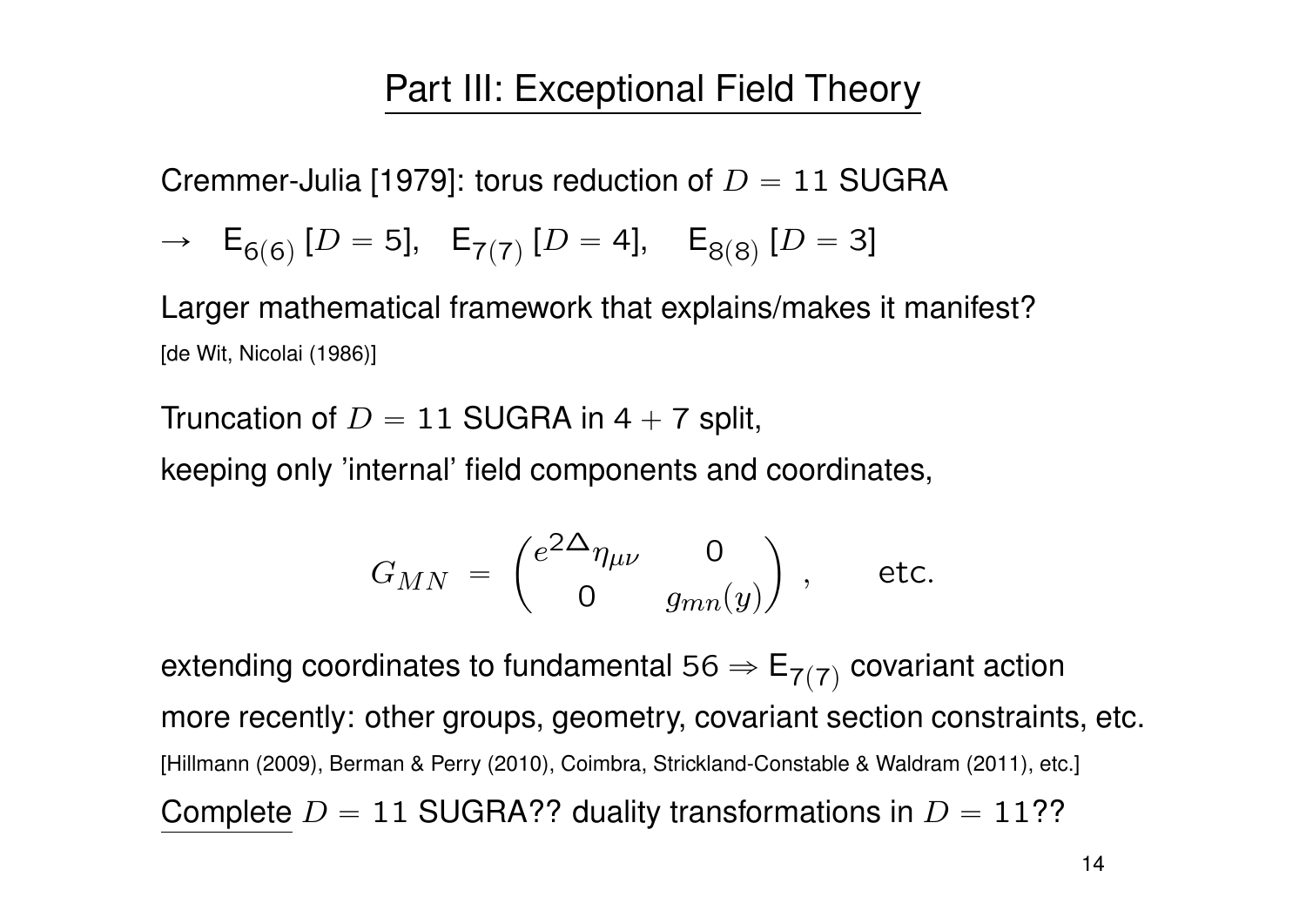# Part III: Exceptional Field Theory

Cremmer-Julia [1979]: torus reduction of $D = 11$ SUGRA

$\rightarrow \quad \mathsf{E}_{6(6)}\,[D = 5], \quad \mathsf{E}_{7(7)}\,[D = 4], \quad \mathsf{E}_{8(8)}\,[D = 3]$

Larger mathematical framework that explains/makes it manifest?
[de Wit, Nicolai (1986)]

Truncation of $D = 11$ SUGRA in $4 + 7$ split,
keeping only 'internal' field components and coordinates,

$$G_{MN} \;=\; \begin{pmatrix} e^{2\Delta}\eta_{\mu\nu} & 0 \\ 0 & g_{mn}(y) \end{pmatrix} \;, \qquad \text{etc.}$$

extending coordinates to fundamental $56 \Rightarrow \mathsf{E}_{7(7)}$ covariant action
more recently: other groups, geometry, covariant section constraints, etc.
[Hillmann (2009), Berman & Perry (2010), Coimbra, Strickland-Constable & Waldram (2011), etc.]

<u>Complete</u> $D = 11$ SUGRA?? duality transformations in $D = 11$??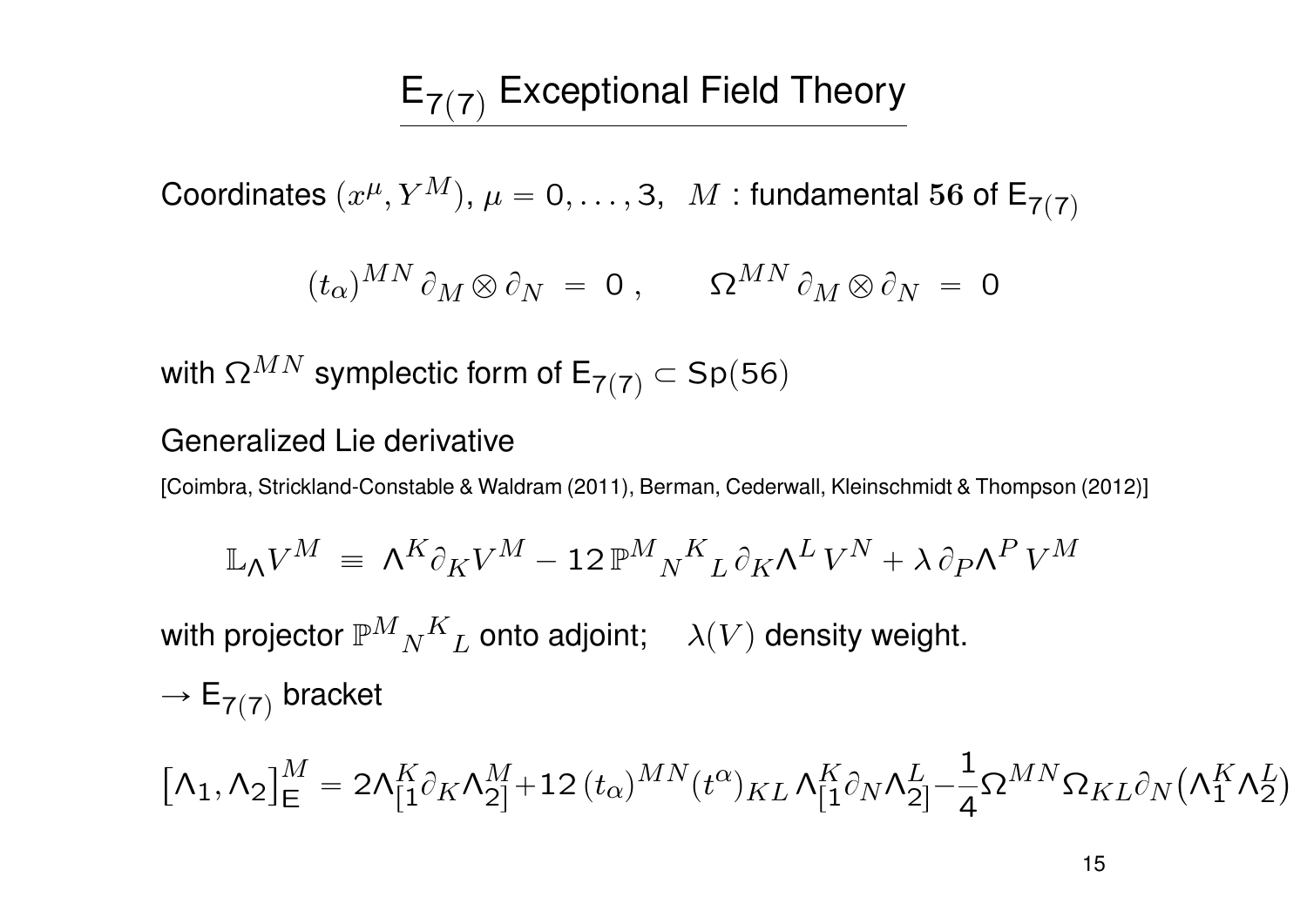# $\mathsf{E}_{7(7)}$ Exceptional Field Theory

Coordinates $(x^\mu, Y^M)$, $\mu = 0, \ldots, 3$, $M$ : fundamental $\mathbf{56}$ of $\mathsf{E}_{7(7)}$

$$(t_\alpha)^{MN}\,\partial_M \otimes \partial_N \;=\; 0\,, \qquad \Omega^{MN}\,\partial_M \otimes \partial_N \;=\; 0$$

with $\Omega^{MN}$ symplectic form of $\mathsf{E}_{7(7)} \subset \mathsf{Sp}(56)$

Generalized Lie derivative

[Coimbra, Strickland-Constable & Waldram (2011), Berman, Cederwall, Kleinschmidt & Thompson (2012)]

$$\mathbb{L}_\Lambda V^M \;\equiv\; \Lambda^K \partial_K V^M - 12\,\mathbb{P}^M{}_N{}^K{}_L\,\partial_K \Lambda^L\,V^N + \lambda\,\partial_P \Lambda^P\,V^M$$

with projector $\mathbb{P}^M{}_N{}^K{}_L$ onto adjoint; $\quad\lambda(V)$ density weight.

$\rightarrow$ $\mathsf{E}_{7(7)}$ bracket

$$\big[\Lambda_1, \Lambda_2\big]_{\mathsf{E}}^M = 2\Lambda^K_{[1}\partial_K \Lambda^M_{2]} + 12\,(t_\alpha)^{MN}(t^\alpha)_{KL}\,\Lambda^K_{[1}\partial_N \Lambda^L_{2]} - \frac{1}{4}\Omega^{MN}\Omega_{KL}\partial_N\big(\Lambda^K_1 \Lambda^L_2\big)$$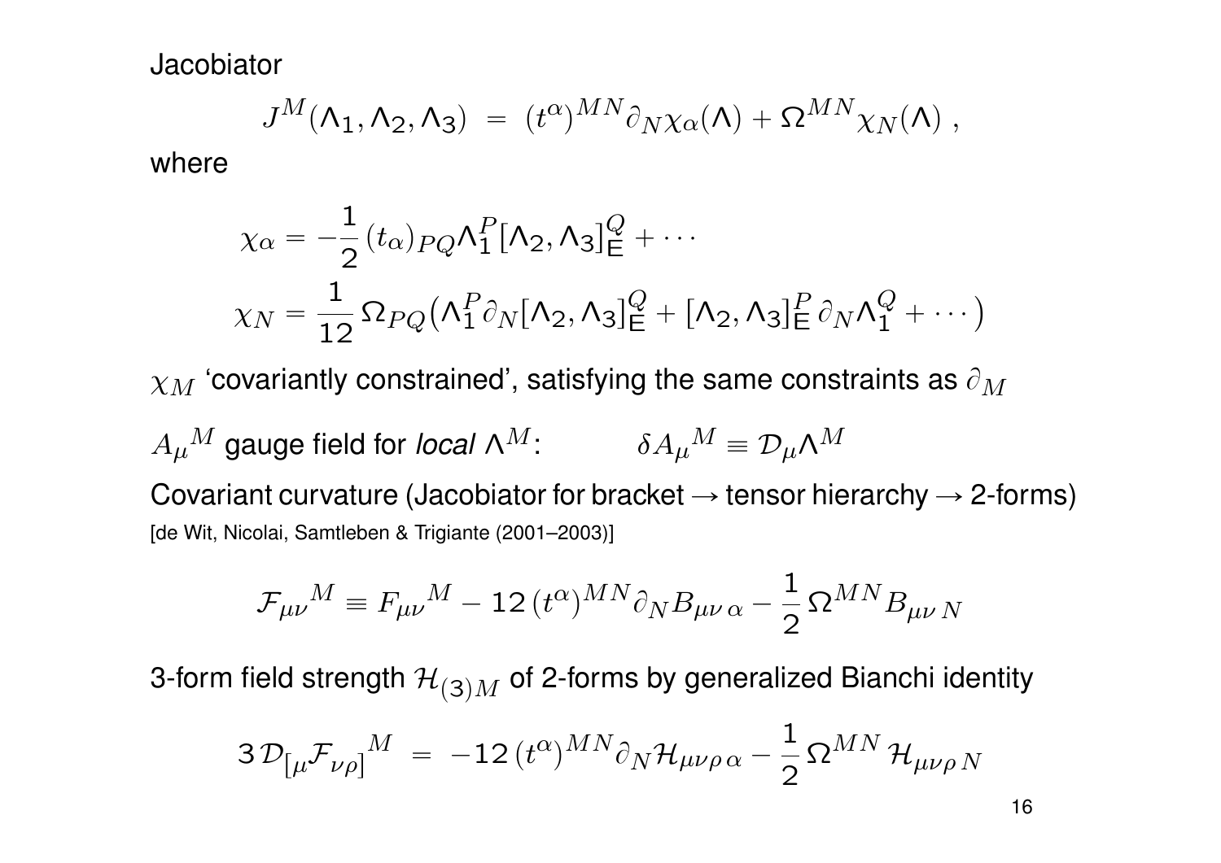Jacobiator

$$J^M(\Lambda_1, \Lambda_2, \Lambda_3) \;=\; (t^\alpha)^{MN}\partial_N \chi_\alpha(\Lambda) + \Omega^{MN}\chi_N(\Lambda)\;,$$

where

$$\chi_\alpha = -\frac{1}{2}\,(t_\alpha)_{PQ}\Lambda_1^P[\Lambda_2,\Lambda_3]_{\mathsf{E}}^Q + \cdots$$

$$\chi_N = \frac{1}{12}\,\Omega_{PQ}\big(\Lambda_1^P\partial_N[\Lambda_2,\Lambda_3]_{\mathsf{E}}^Q + [\Lambda_2,\Lambda_3]_{\mathsf{E}}^P\,\partial_N\Lambda_1^Q + \cdots\big)$$

$\chi_M$ 'covariantly constrained', satisfying the same constraints as $\partial_M$

${A_\mu}^M$ gauge field for *local* $\Lambda^M$: $\qquad \delta {A_\mu}^M \equiv \mathcal{D}_\mu\Lambda^M$

Covariant curvature (Jacobiator for bracket → tensor hierarchy → 2-forms)
[de Wit, Nicolai, Samtleben & Trigiante (2001–2003)]

$${\mathcal{F}_{\mu\nu}}^M \equiv {F_{\mu\nu}}^M - 12\,(t^\alpha)^{MN}\partial_N B_{\mu\nu\,\alpha} - \frac{1}{2}\,\Omega^{MN}B_{\mu\nu\,N}$$

3-form field strength $\mathcal{H}_{(3)M}$ of 2-forms by generalized Bianchi identity

$$3\,\mathcal{D}_{[\mu}{\mathcal{F}_{\nu\rho]}}^M \;=\; -12\,(t^\alpha)^{MN}\partial_N\mathcal{H}_{\mu\nu\rho\,\alpha} - \frac{1}{2}\,\Omega^{MN}\,\mathcal{H}_{\mu\nu\rho\,N}$$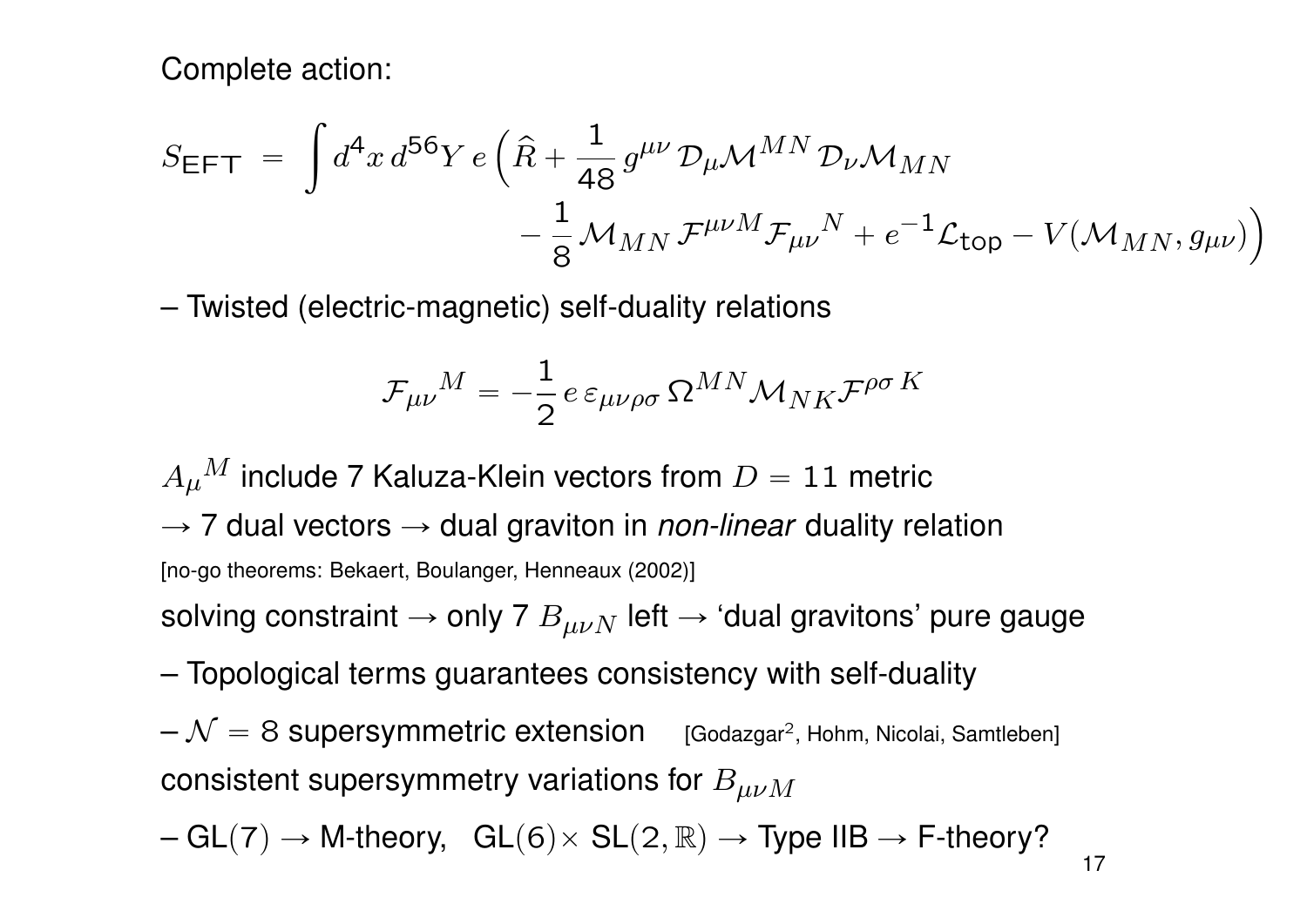Complete action:

$$
S_{\mathsf{EFT}} \;=\; \int d^4x\, d^{56}Y\, e\Big(\widehat{R} + \frac{1}{48}\, g^{\mu\nu}\, \mathcal{D}_\mu \mathcal{M}^{MN}\, \mathcal{D}_\nu \mathcal{M}_{MN} \\
\qquad\qquad - \frac{1}{8}\, \mathcal{M}_{MN}\, \mathcal{F}^{\mu\nu M} \mathcal{F}_{\mu\nu}{}^{N} + e^{-1}\mathcal{L}_{\mathsf{top}} - V(\mathcal{M}_{MN}, g_{\mu\nu})\Big)
$$

– Twisted (electric-magnetic) self-duality relations

$$
\mathcal{F}_{\mu\nu}{}^{M} = -\frac{1}{2}\, e\, \varepsilon_{\mu\nu\rho\sigma}\, \Omega^{MN} \mathcal{M}_{NK} \mathcal{F}^{\rho\sigma\, K}
$$

$A_\mu{}^M$ include 7 Kaluza-Klein vectors from $D = 11$ metric

→ 7 dual vectors → dual graviton in *non-linear* duality relation

[no-go theorems: Bekaert, Boulanger, Henneaux (2002)]

solving constraint → only 7 $B_{\mu\nu N}$ left → 'dual gravitons' pure gauge

– Topological terms guarantees consistency with self-duality

– $\mathcal{N} = 8$ supersymmetric extension [Godazgar[2], Hohm, Nicolai, Samtleben]

consistent supersymmetry variations for $B_{\mu\nu M}$

– $\mathrm{GL}(7)$ → M-theory, $\mathrm{GL}(6)\times \mathrm{SL}(2,\mathbb{R})$ → Type IIB → F-theory?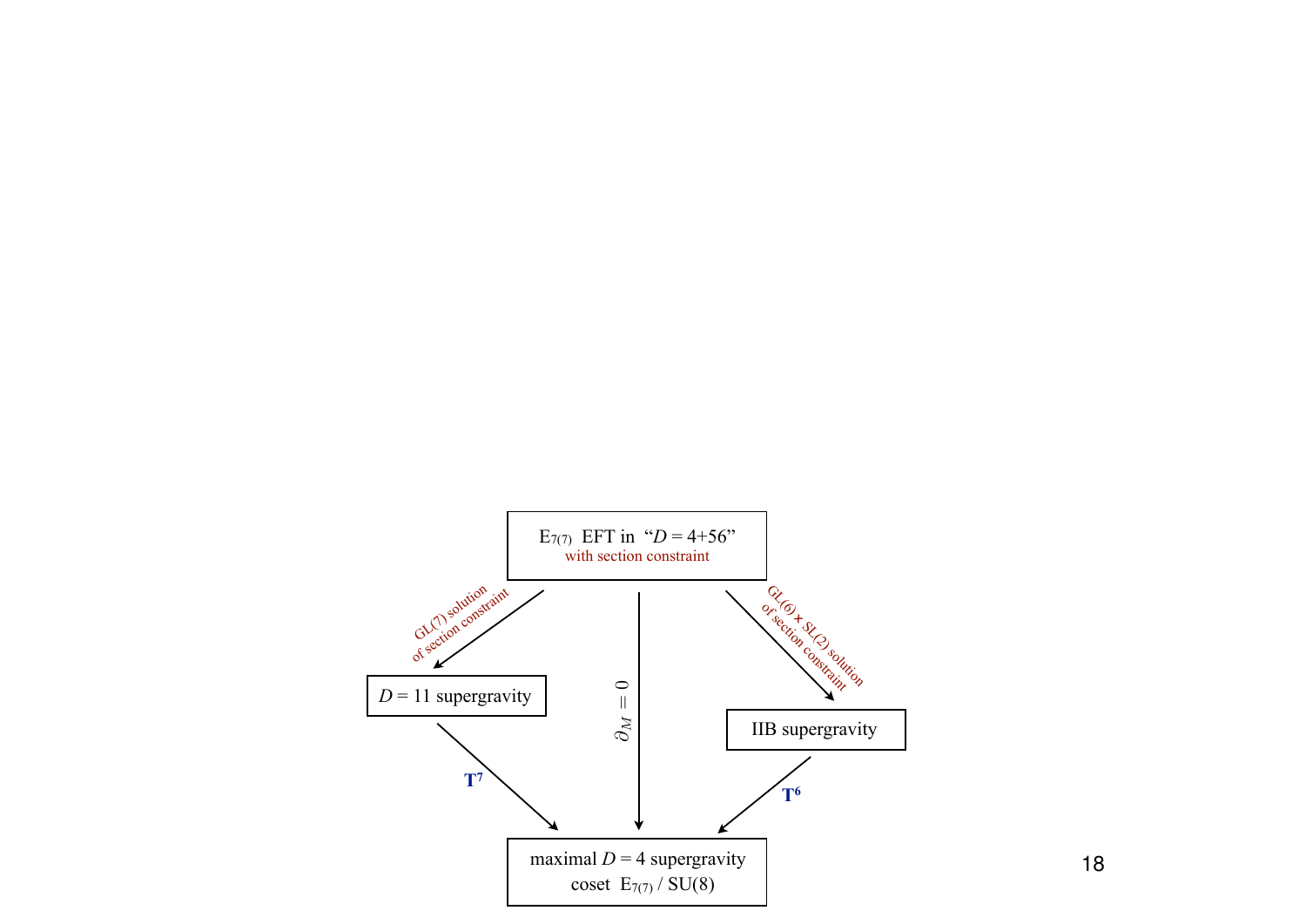$E_{7(7)}$ EFT in "$D = 4+56$"
with section constraint

GL(7) solution of section constraint → $D = 11$ supergravity

$\partial_M = 0$

GL(6) × SL(2) solution of section constraint → IIB supergravity

$D = 11$ supergravity → $\mathbf{T}^7$ → maximal $D = 4$ supergravity

IIB supergravity → $\mathbf{T}^6$ → maximal $D = 4$ supergravity

maximal $D = 4$ supergravity
coset $E_{7(7)}$ / SU(8)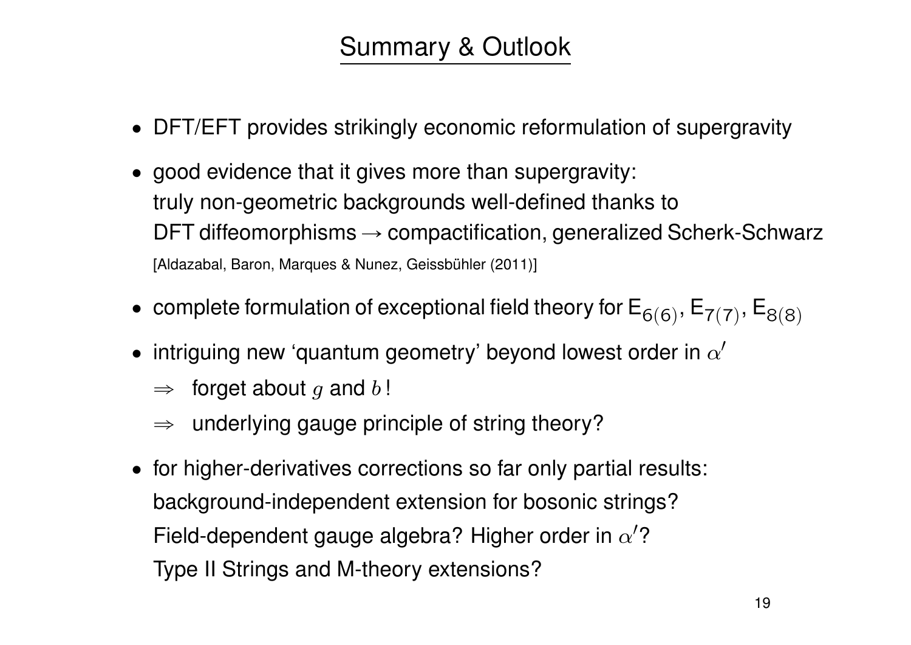# Summary & Outlook

- DFT/EFT provides strikingly economic reformulation of supergravity
- good evidence that it gives more than supergravity:
  truly non-geometric backgrounds well-defined thanks to
  DFT diffeomorphisms → compactification, generalized Scherk-Schwarz
  [Aldazabal, Baron, Marques & Nunez, Geissbühler (2011)]
- complete formulation of exceptional field theory for $E_{6(6)}$, $E_{7(7)}$, $E_{8(8)}$
- intriguing new 'quantum geometry' beyond lowest order in $\alpha'$
  - $\Rightarrow$ forget about $g$ and $b$ !
  - $\Rightarrow$ underlying gauge principle of string theory?
- for higher-derivatives corrections so far only partial results:
  background-independent extension for bosonic strings?
  Field-dependent gauge algebra? Higher order in $\alpha'$?
  Type II Strings and M-theory extensions?